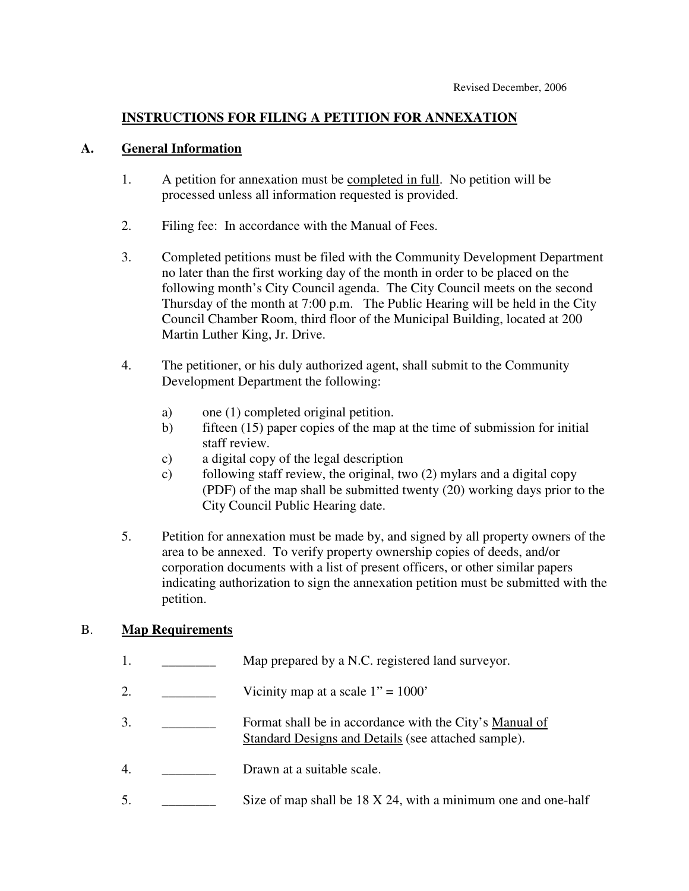Revised December, 2006

# INSTRUCTIONS FOR FILING A PETITION FOR ANNEXATION

## A. General Information

1. A petition for annexation must be completed in full. No petition will be processed unless all information requested is provided.

2. Filing fee: In accordance with the Manual of Fees.

3. Completed petitions must be filed with the Community Development Department no later than the first working day of the month in order to be placed on the following month's City Council agenda. The City Council meets on the second Thursday of the month at 7:00 p.m. The Public Hearing will be held in the City Council Chamber Room, third floor of the Municipal Building, located at 200 Martin Luther King, Jr. Drive.

4. The petitioner, or his duly authorized agent, shall submit to the Community Development Department the following:

   a) one (1) completed original petition.
   b) fifteen (15) paper copies of the map at the time of submission for initial staff review.
   c) a digital copy of the legal description
   c) following staff review, the original, two (2) mylars and a digital copy (PDF) of the map shall be submitted twenty (20) working days prior to the City Council Public Hearing date.

5. Petition for annexation must be made by, and signed by all property owners of the area to be annexed. To verify property ownership copies of deeds, and/or corporation documents with a list of present officers, or other similar papers indicating authorization to sign the annexation petition must be submitted with the petition.

## B. Map Requirements

1. ________ Map prepared by a N.C. registered land surveyor.

2. ________ Vicinity map at a scale 1" = 1000'

3. ________ Format shall be in accordance with the City's Manual of Standard Designs and Details (see attached sample).

4. ________ Drawn at a suitable scale.

5. ________ Size of map shall be 18 X 24, with a minimum one and one-half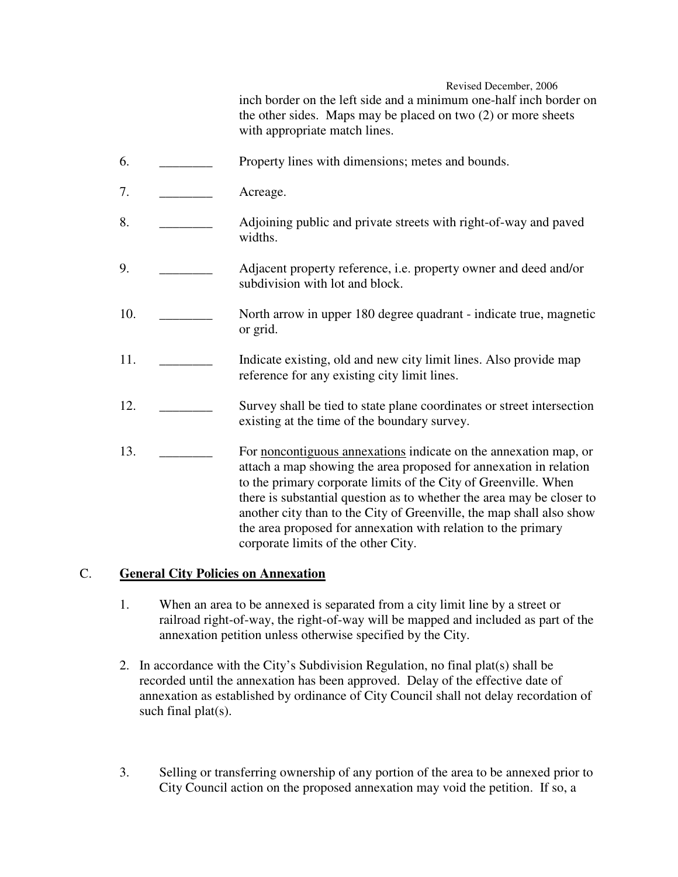inch border on the left side and a minimum one-half inch border on the other sides. Maps may be placed on two (2) or more sheets with appropriate match lines.

6. ________ Property lines with dimensions; metes and bounds.

7. ________ Acreage.

8. ________ Adjoining public and private streets with right-of-way and paved widths.

9. ________ Adjacent property reference, i.e. property owner and deed and/or subdivision with lot and block.

10. ________ North arrow in upper 180 degree quadrant - indicate true, magnetic or grid.

11. ________ Indicate existing, old and new city limit lines. Also provide map reference for any existing city limit lines.

12. ________ Survey shall be tied to state plane coordinates or street intersection existing at the time of the boundary survey.

13. ________ For noncontiguous annexations indicate on the annexation map, or attach a map showing the area proposed for annexation in relation to the primary corporate limits of the City of Greenville. When there is substantial question as to whether the area may be closer to another city than to the City of Greenville, the map shall also show the area proposed for annexation with relation to the primary corporate limits of the other City.

## C. **General City Policies on Annexation**

1. When an area to be annexed is separated from a city limit line by a street or railroad right-of-way, the right-of-way will be mapped and included as part of the annexation petition unless otherwise specified by the City.

2. In accordance with the City's Subdivision Regulation, no final plat(s) shall be recorded until the annexation has been approved. Delay of the effective date of annexation as established by ordinance of City Council shall not delay recordation of such final plat(s).

3. Selling or transferring ownership of any portion of the area to be annexed prior to City Council action on the proposed annexation may void the petition. If so, a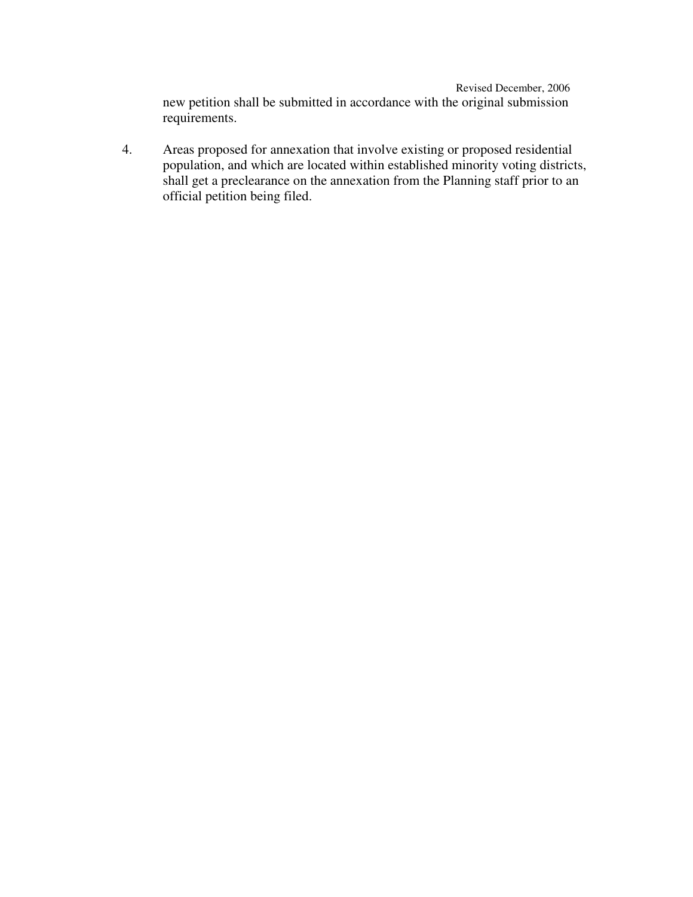new petition shall be submitted in accordance with the original submission requirements.

4. Areas proposed for annexation that involve existing or proposed residential population, and which are located within established minority voting districts, shall get a preclearance on the annexation from the Planning staff prior to an official petition being filed.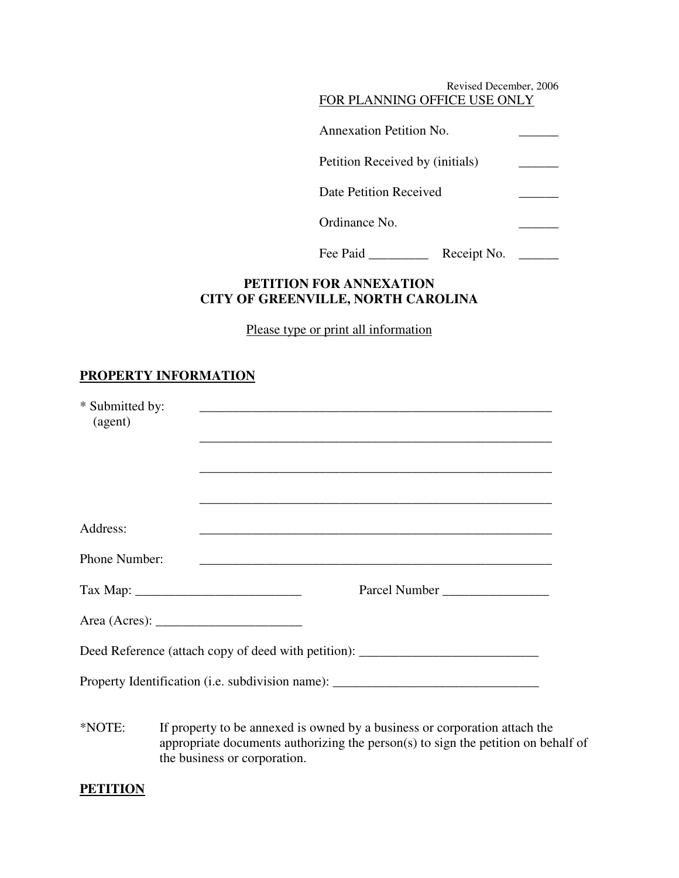Revised December, 2006

FOR PLANNING OFFICE USE ONLY

Annexation Petition No. ______

Petition Received by (initials) ______

Date Petition Received ______

Ordinance No. ______

Fee Paid _________ Receipt No. ______

**PETITION FOR ANNEXATION**
**CITY OF GREENVILLE, NORTH CAROLINA**

Please type or print all information

## PROPERTY INFORMATION

\* Submitted by: ________________________________________________________
(agent)

________________________________________________________

________________________________________________________

________________________________________________________

Address: ________________________________________________________

Phone Number: ________________________________________________________

Tax Map: _________________________ Parcel Number ________________

Area (Acres): ______________________

Deed Reference (attach copy of deed with petition): ___________________________

Property Identification (i.e. subdivision name): _______________________________

\*NOTE: If property to be annexed is owned by a business or corporation attach the appropriate documents authorizing the person(s) to sign the petition on behalf of the business or corporation.

## PETITION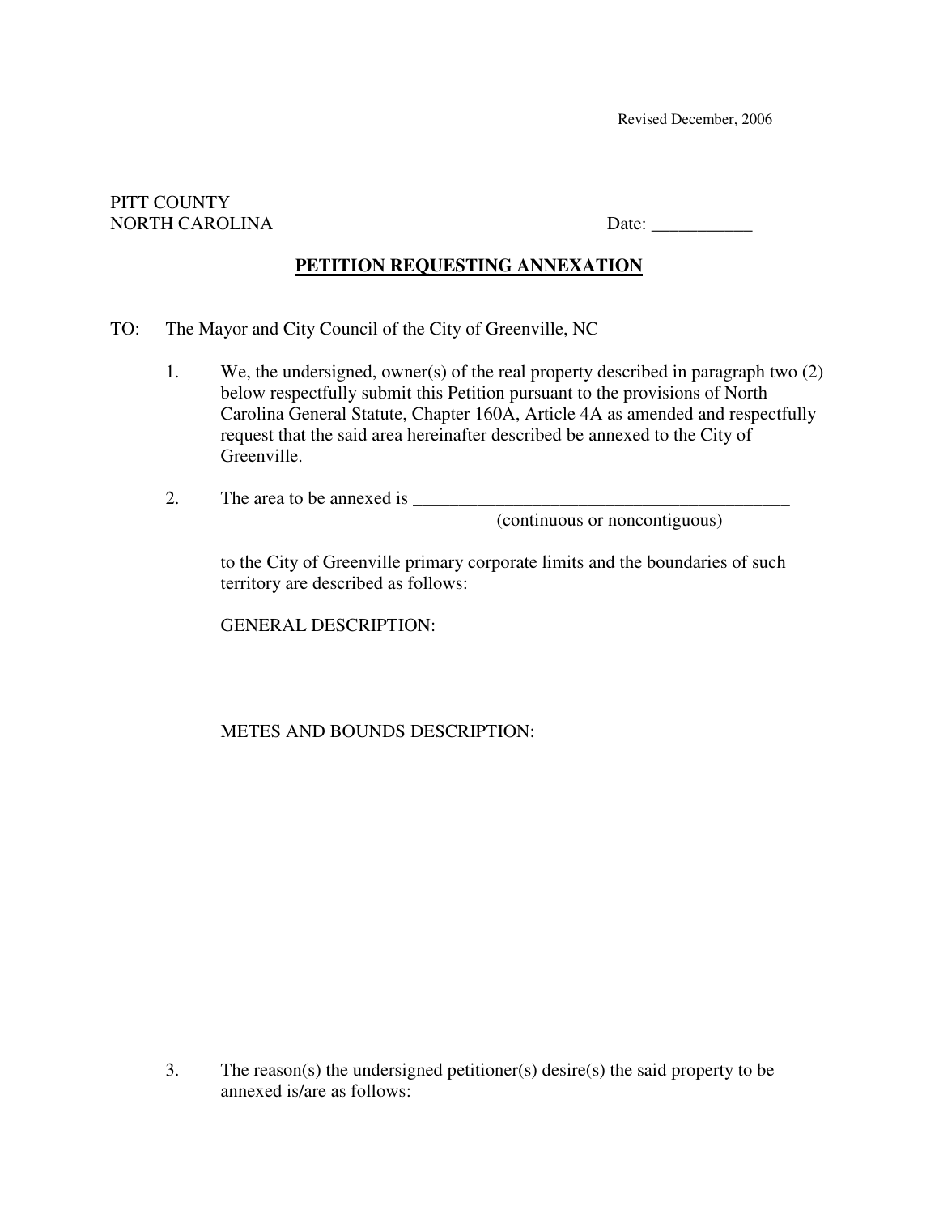Revised December, 2006

PITT COUNTY
NORTH CAROLINA

Date: ___________

## PETITION REQUESTING ANNEXATION

TO: The Mayor and City Council of the City of Greenville, NC

1. We, the undersigned, owner(s) of the real property described in paragraph two (2) below respectfully submit this Petition pursuant to the provisions of North Carolina General Statute, Chapter 160A, Article 4A as amended and respectfully request that the said area hereinafter described be annexed to the City of Greenville.

2. The area to be annexed is ___________________________________________
(continuous or noncontiguous)

   to the City of Greenville primary corporate limits and the boundaries of such territory are described as follows:

   GENERAL DESCRIPTION:

   METES AND BOUNDS DESCRIPTION:

3. The reason(s) the undersigned petitioner(s) desire(s) the said property to be annexed is/are as follows: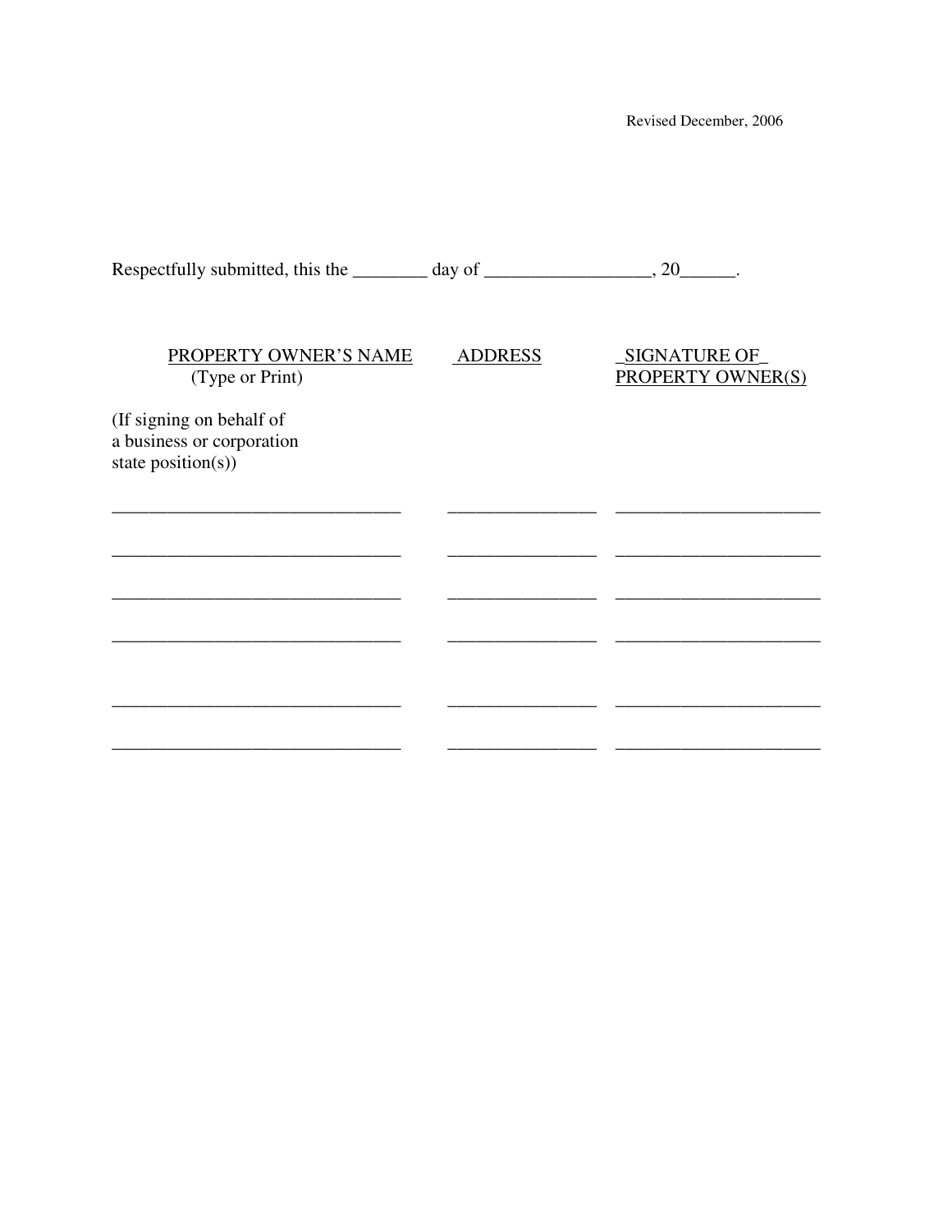Revised December, 2006

Respectfully submitted, this the ________ day of _________________, 20______.

| PROPERTY OWNER'S NAME (Type or Print) | ADDRESS | SIGNATURE OF PROPERTY OWNER(S) |
| --- | --- | --- |
| (If signing on behalf of a business or corporation state position(s)) | | |
| ______________________________ | _______________ | _____________________ |
| ______________________________ | _______________ | _____________________ |
| ______________________________ | _______________ | _____________________ |
| ______________________________ | _______________ | _____________________ |
| ______________________________ | _______________ | _____________________ |
| ______________________________ | _______________ | _____________________ |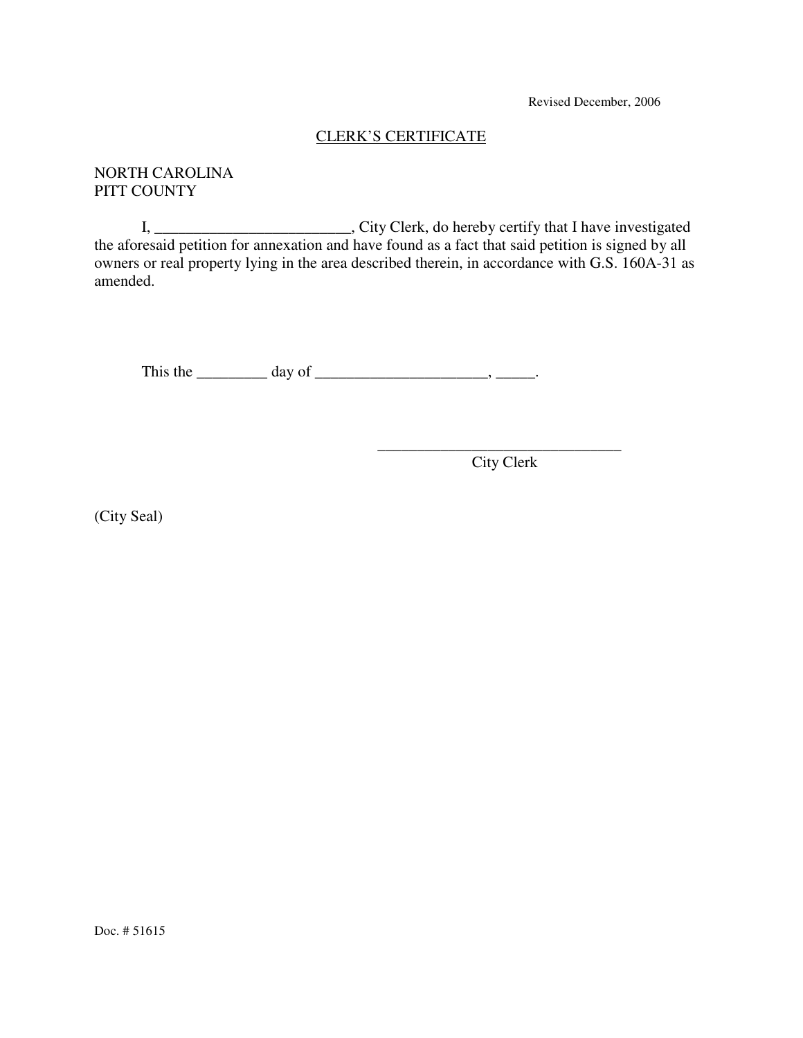Revised December, 2006

## CLERK'S CERTIFICATE

NORTH CAROLINA
PITT COUNTY

I, _________________________, City Clerk, do hereby certify that I have investigated the aforesaid petition for annexation and have found as a fact that said petition is signed by all owners or real property lying in the area described therein, in accordance with G.S. 160A-31 as amended.

This the _________ day of ______________________, _____.

_______________________________
City Clerk

(City Seal)

Doc. # 51615